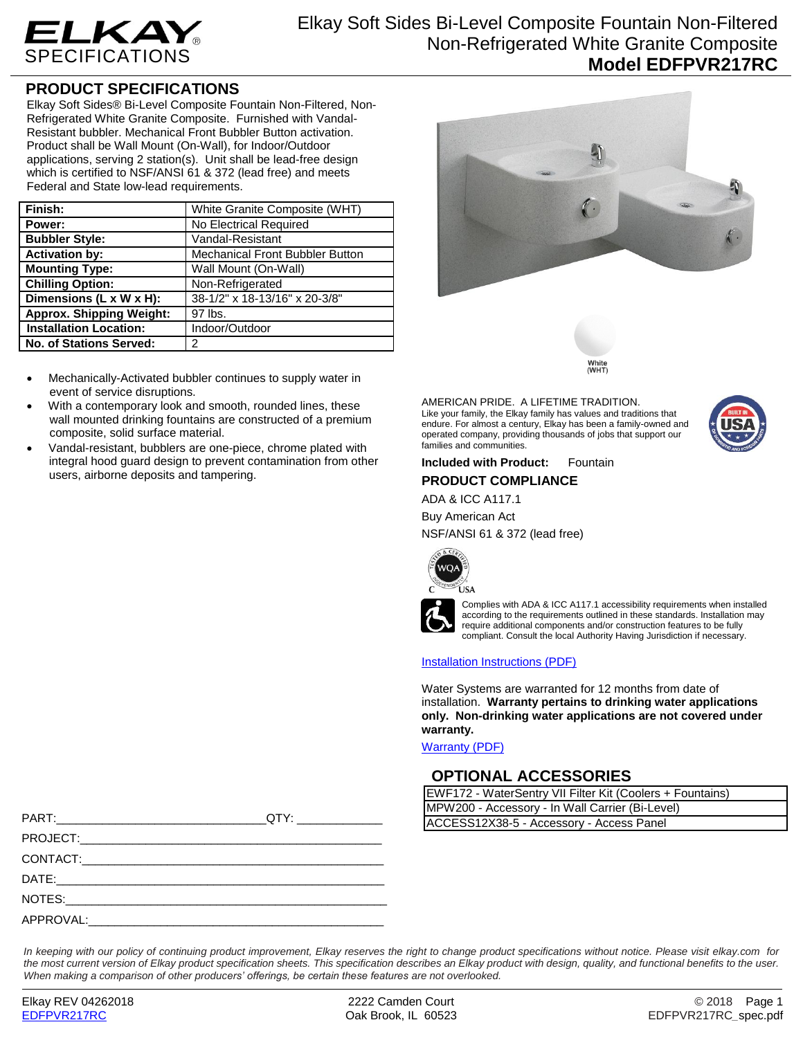ELKAY SPECIFICATIONS

# Elkay Soft Sides Bi-Level Composite Fountain Non-Filtered Non-Refrigerated White Granite Composite

## Model EDFPVR217RC

## PRODUCT SPECIFICATIONS

Elkay Soft Sides® Bi-Level Composite Fountain Non-Filtered, Non-Refrigerated White Granite Composite. Furnished with Vandal-Resistant bubbler. Mechanical Front Bubbler Button activation. Product shall be Wall Mount (On-Wall), for Indoor/Outdoor applications, serving 2 station(s). Unit shall be lead-free design which is certified to NSF/ANSI 61 & 372 (lead free) and meets Federal and State low-lead requirements.

| | |
|---|---|
| **Finish:** | White Granite Composite (WHT) |
| **Power:** | No Electrical Required |
| **Bubbler Style:** | Vandal-Resistant |
| **Activation by:** | Mechanical Front Bubbler Button |
| **Mounting Type:** | Wall Mount (On-Wall) |
| **Chilling Option:** | Non-Refrigerated |
| **Dimensions (L x W x H):** | 38-1/2" x 18-13/16" x 20-3/8" |
| **Approx. Shipping Weight:** | 97 lbs. |
| **Installation Location:** | Indoor/Outdoor |
| **No. of Stations Served:** | 2 |

- Mechanically-Activated bubbler continues to supply water in event of service disruptions.
- With a contemporary look and smooth, rounded lines, these wall mounted drinking fountains are constructed of a premium composite, solid surface material.
- Vandal-resistant, bubblers are one-piece, chrome plated with integral hood guard design to prevent contamination from other users, airborne deposits and tampering.

White (WHT)

AMERICAN PRIDE. A LIFETIME TRADITION.
Like your family, the Elkay family has values and traditions that endure. For almost a century, Elkay has been a family-owned and operated company, providing thousands of jobs that support our families and communities.

**Included with Product:** Fountain

## PRODUCT COMPLIANCE

ADA & ICC A117.1

Buy American Act

NSF/ANSI 61 & 372 (lead free)

Complies with ADA & ICC A117.1 accessibility requirements when installed according to the requirements outlined in these standards. Installation may require additional components and/or construction features to be fully compliant. Consult the local Authority Having Jurisdiction if necessary.

Installation Instructions (PDF)

Water Systems are warranted for 12 months from date of installation. **Warranty pertains to drinking water applications only. Non-drinking water applications are not covered under warranty.**

Warranty (PDF)

## OPTIONAL ACCESSORIES

| |
|---|
| EWF172 - WaterSentry VII Filter Kit (Coolers + Fountains) |
| MPW200 - Accessory - In Wall Carrier (Bi-Level) |
| ACCESS12X38-5 - Accessory - Access Panel |

PART:_______________________________QTY: ____________

PROJECT:_______________________________________________

CONTACT:_______________________________________________

DATE:__________________________________________________

NOTES:_________________________________________________

APPROVAL:______________________________________________

*In keeping with our policy of continuing product improvement, Elkay reserves the right to change product specifications without notice. Please visit elkay.com for the most current version of Elkay product specification sheets. This specification describes an Elkay product with design, quality, and functional benefits to the user. When making a comparison of other producers' offerings, be certain these features are not overlooked.*

Elkay REV 04262018
EDFPVR217RC

2222 Camden Court
Oak Brook, IL 60523

© 2018
EDFPVR217RC_spec.pdf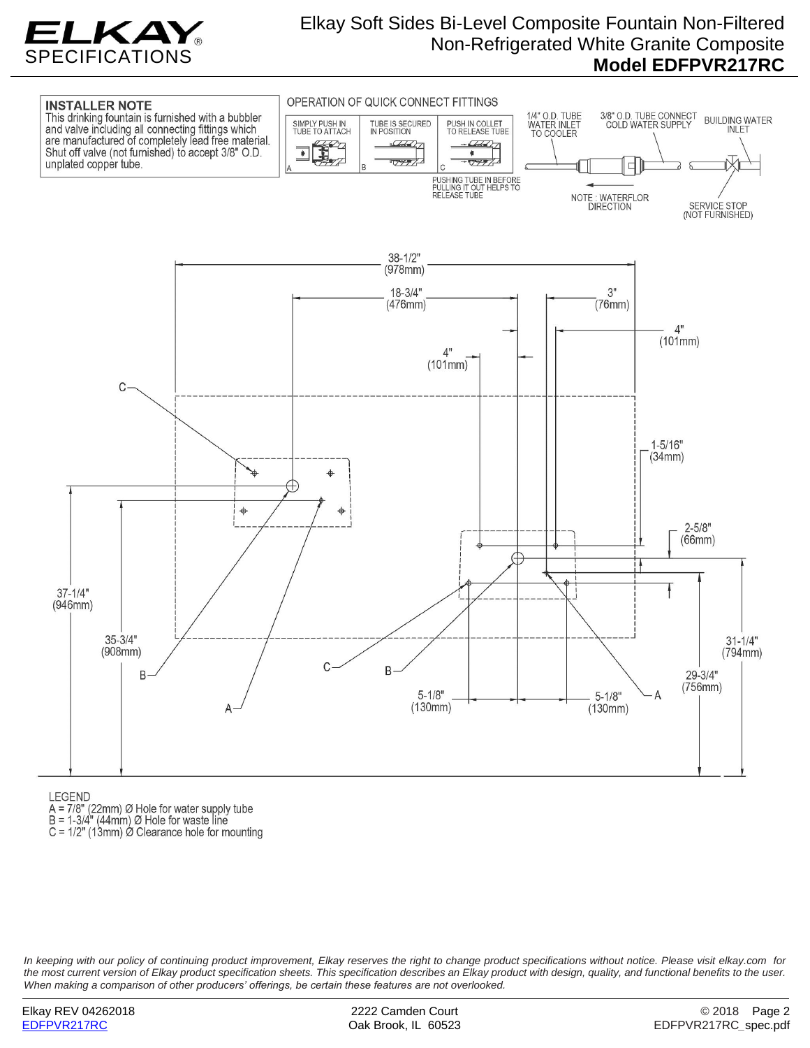# Elkay Soft Sides Bi-Level Composite Fountain Non-Filtered Non-Refrigerated White Granite Composite

## Model EDFPVR217RC

### INSTALLER NOTE

This drinking fountain is furnished with a bubbler and valve including all connecting fittings which are manufactured of completely lead free material. Shut off valve (not furnished) to accept 3/8" O.D. unplated copper tube.

### OPERATION OF QUICK CONNECT FITTINGS

A. SIMPLY PUSH IN TUBE TO ATTACH

B. TUBE IS SECURED IN POSITION

C. PUSH IN COLLET TO RELEASE TUBE

PUSHING TUBE IN BEFORE PULLING IT OUT HELPS TO RELEASE TUBE

1/4" O.D. TUBE WATER INLET TO COOLER

3/8" O.D. TUBE CONNECT COLD WATER SUPPLY

BUILDING WATER INLET

NOTE : WATERFLOR DIRECTION

SERVICE STOP (NOT FURNISHED)

38-1/2" (978mm)

18-3/4" (476mm)

3" (76mm)

4" (101mm)

4" (101mm)

1-5/16" (34mm)

2-5/8" (66mm)

37-1/4" (946mm)

35-3/4" (908mm)

31-1/4" (794mm)

29-3/4" (756mm)

5-1/8" (130mm)

5-1/8" (130mm)

LEGEND

A = 7/8" (22mm) Ø Hole for water supply tube
B = 1-3/4" (44mm) Ø Hole for waste line
C = 1/2" (13mm) Ø Clearance hole for mounting

*In keeping with our policy of continuing product improvement, Elkay reserves the right to change product specifications without notice. Please visit elkay.com for the most current version of Elkay product specification sheets. This specification describes an Elkay product with design, quality, and functional benefits to the user. When making a comparison of other producers' offerings, be certain these features are not overlooked.*

Elkay REV 04262018
EDFPVR217RC

2222 Camden Court
Oak Brook, IL 60523

© 2018
EDFPVR217RC_spec.pdf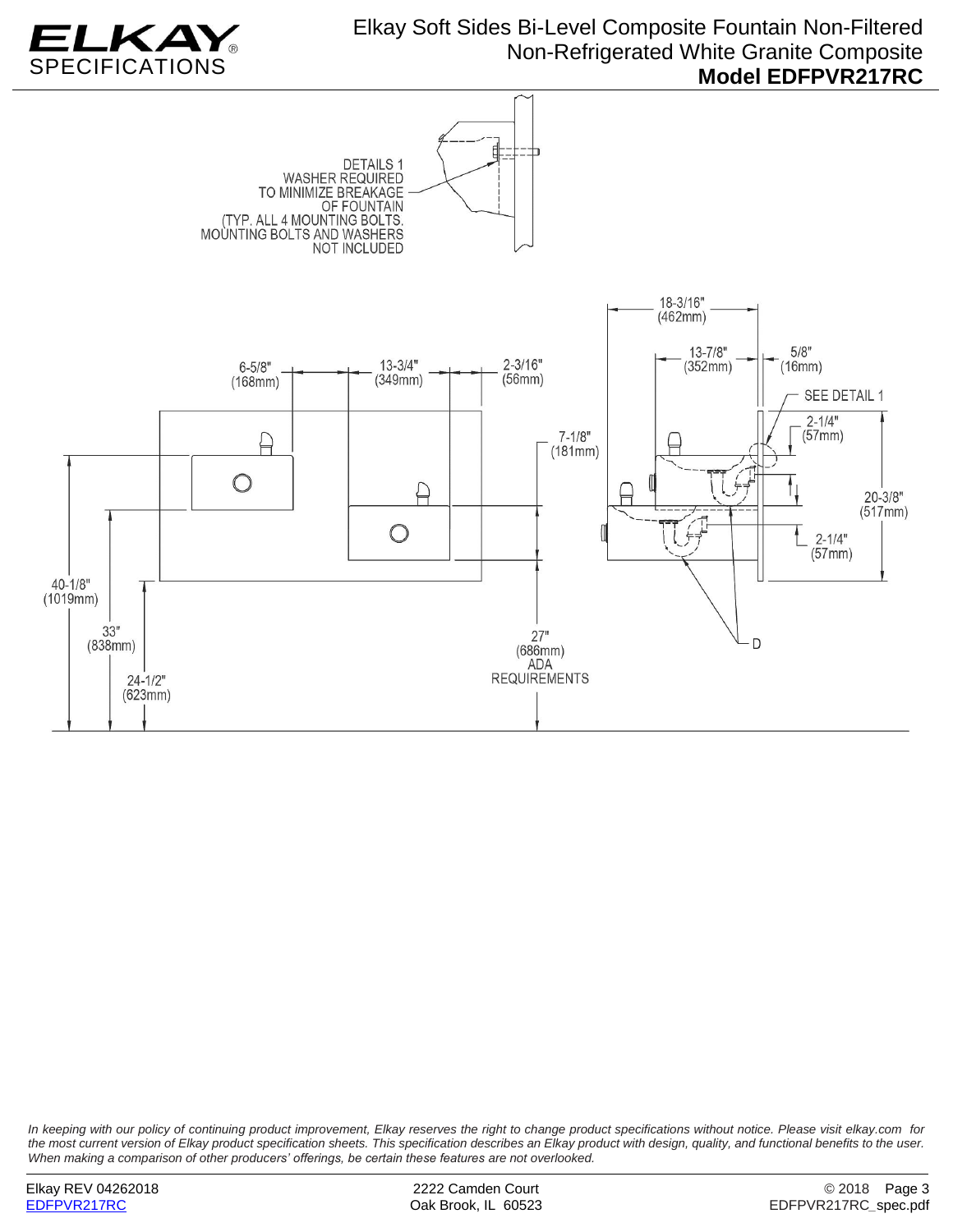# Elkay Soft Sides Bi-Level Composite Fountain Non-Filtered Non-Refrigerated White Granite Composite

## Model EDFPVR217RC

DETAILS 1
WASHER REQUIRED
TO MINIMIZE BREAKAGE
OF FOUNTAIN
(TYP. ALL 4 MOUNTING BOLTS.
MOUNTING BOLTS AND WASHERS
NOT INCLUDED

18-3/16"
(462mm)

13-7/8"
(352mm)

5/8"
(16mm)

6-5/8"
(168mm)

13-3/4"
(349mm)

2-3/16"
(56mm)

SEE DETAIL 1

2-1/4"
(57mm)

7-1/8"
(181mm)

20-3/8"
(517mm)

2-1/4"
(57mm)

40-1/8"
(1019mm)

33"
(838mm)

24-1/2"
(623mm)

27"
(686mm)
ADA
REQUIREMENTS

D

*In keeping with our policy of continuing product improvement, Elkay reserves the right to change product specifications without notice. Please visit elkay.com for the most current version of Elkay product specification sheets. This specification describes an Elkay product with design, quality, and functional benefits to the user. When making a comparison of other producers' offerings, be certain these features are not overlooked.*

Elkay REV 04262018
EDFPVR217RC

2222 Camden Court
Oak Brook, IL 60523

© 2018
EDFPVR217RC_spec.pdf